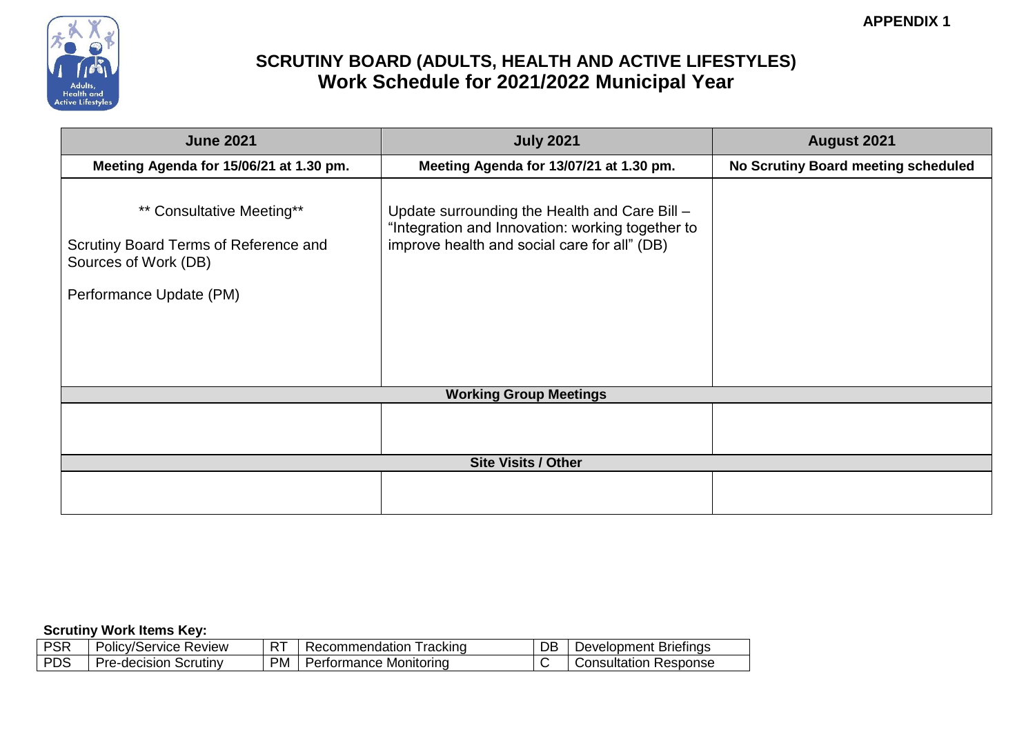APPENDIX 1

# SCRUTINY BOARD (ADULTS, HEALTH AND ACTIVE LIFESTYLES)
## Work Schedule for 2021/2022 Municipal Year

| June 2021 | July 2021 | August 2021 |
| --- | --- | --- |
| **Meeting Agenda for 15/06/21 at 1.30 pm.** | **Meeting Agenda for 13/07/21 at 1.30 pm.** | **No Scrutiny Board meeting scheduled** |
| ** Consultative Meeting**<br><br>Scrutiny Board Terms of Reference and Sources of Work (DB)<br><br>Performance Update (PM) | Update surrounding the Health and Care Bill – “Integration and Innovation: working together to improve health and social care for all” (DB) | |
| **Working Group Meetings** | | |
| | | |
| **Site Visits / Other** | | |
| | | |

**Scrutiny Work Items Key:**

| | | | | | |
| --- | --- | --- | --- | --- | --- |
| PSR | Policy/Service Review | RT | Recommendation Tracking | DB | Development Briefings |
| PDS | Pre-decision Scrutiny | PM | Performance Monitoring | C | Consultation Response |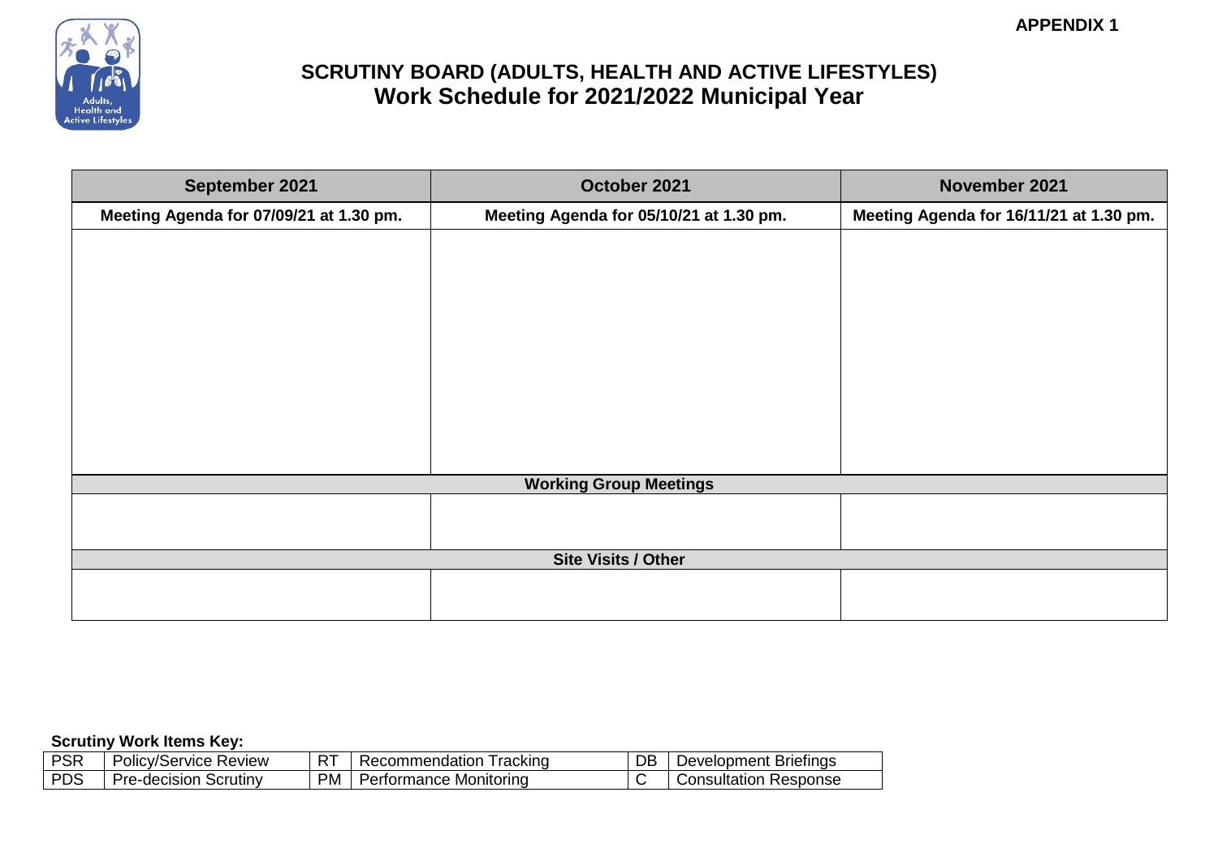APPENDIX 1

# SCRUTINY BOARD (ADULTS, HEALTH AND ACTIVE LIFESTYLES)
## Work Schedule for 2021/2022 Municipal Year

| September 2021 | October 2021 | November 2021 |
|---|---|---|
| **Meeting Agenda for 07/09/21 at 1.30 pm.** | **Meeting Agenda for 05/10/21 at 1.30 pm.** | **Meeting Agenda for 16/11/21 at 1.30 pm.** |
| | | |
| **Working Group Meetings** | | |
| | | |
| **Site Visits / Other** | | |
| | | |

**Scrutiny Work Items Key:**

| PSR | Policy/Service Review | RT | Recommendation Tracking | DB | Development Briefings |
|---|---|---|---|---|---|
| PDS | Pre-decision Scrutiny | PM | Performance Monitoring | C | Consultation Response |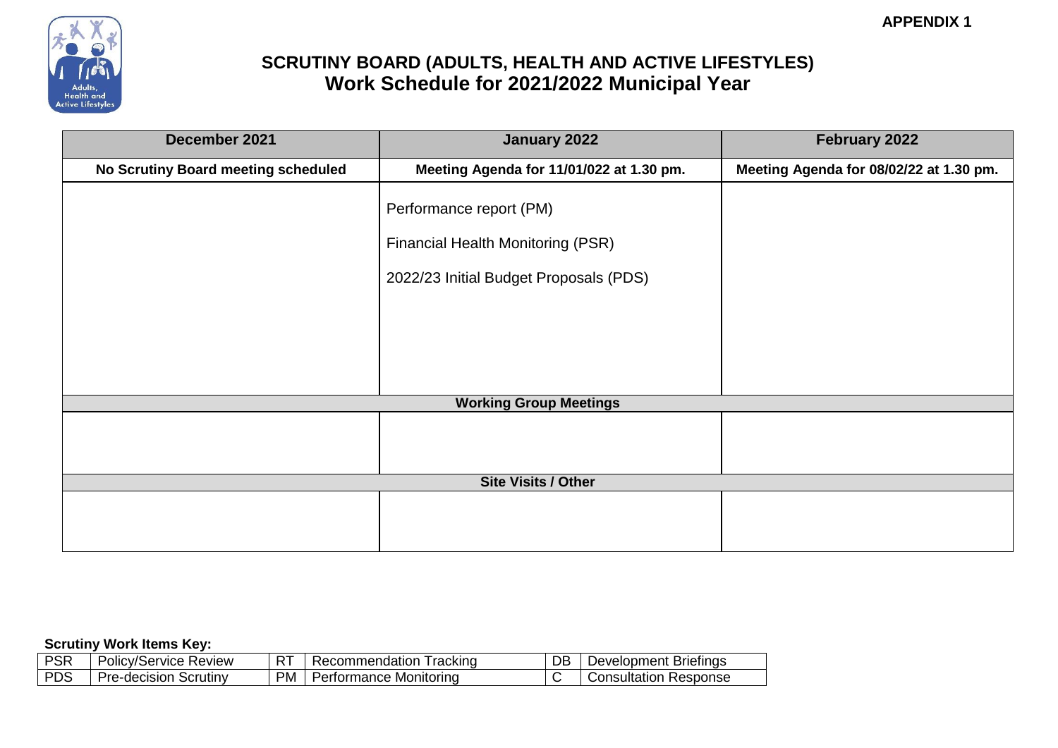**APPENDIX 1**

# SCRUTINY BOARD (ADULTS, HEALTH AND ACTIVE LIFESTYLES)
## Work Schedule for 2021/2022 Municipal Year

| December 2021 | January 2022 | February 2022 |
|---|---|---|
| **No Scrutiny Board meeting scheduled** | **Meeting Agenda for 11/01/022 at 1.30 pm.** | **Meeting Agenda for 08/02/22 at 1.30 pm.** |
| | Performance report (PM)<br><br>Financial Health Monitoring (PSR)<br><br>2022/23 Initial Budget Proposals (PDS) | |
| **Working Group Meetings** | | |
| | | |
| **Site Visits / Other** | | |
| | | |

**Scrutiny Work Items Key:**

| | | | | | |
|---|---|---|---|---|---|
| PSR | Policy/Service Review | RT | Recommendation Tracking | DB | Development Briefings |
| PDS | Pre-decision Scrutiny | PM | Performance Monitoring | C | Consultation Response |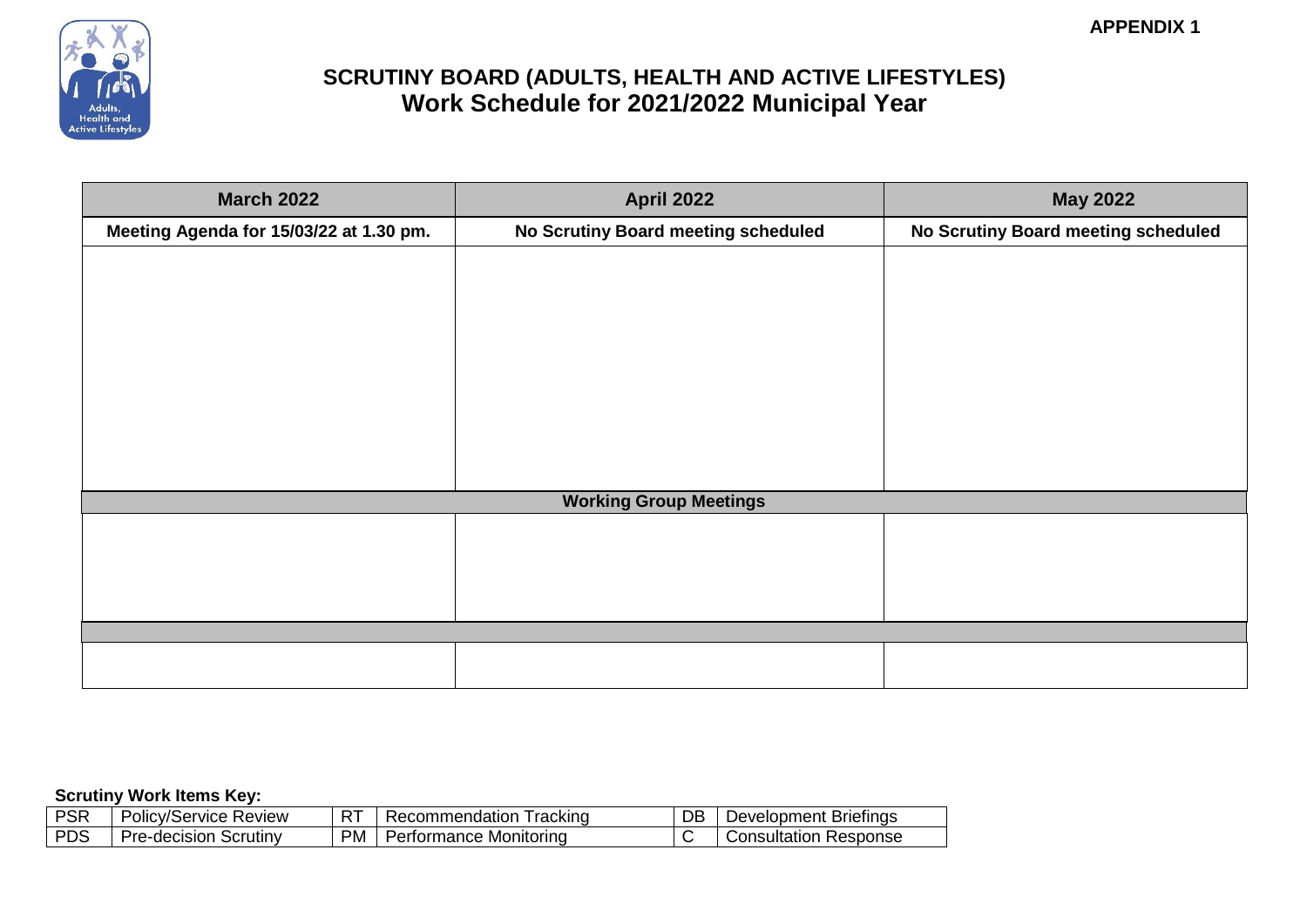APPENDIX 1

# SCRUTINY BOARD (ADULTS, HEALTH AND ACTIVE LIFESTYLES)
## Work Schedule for 2021/2022 Municipal Year

| March 2022 | April 2022 | May 2022 |
|---|---|---|
| **Meeting Agenda for 15/03/22 at 1.30 pm.** | **No Scrutiny Board meeting scheduled** | **No Scrutiny Board meeting scheduled** |
| | | |
| **Working Group Meetings** | | |
| | | |
| | | |
| | | |

**Scrutiny Work Items Key:**

| | | | | | |
|---|---|---|---|---|---|
| PSR | Policy/Service Review | RT | Recommendation Tracking | DB | Development Briefings |
| PDS | Pre-decision Scrutiny | PM | Performance Monitoring | C | Consultation Response |